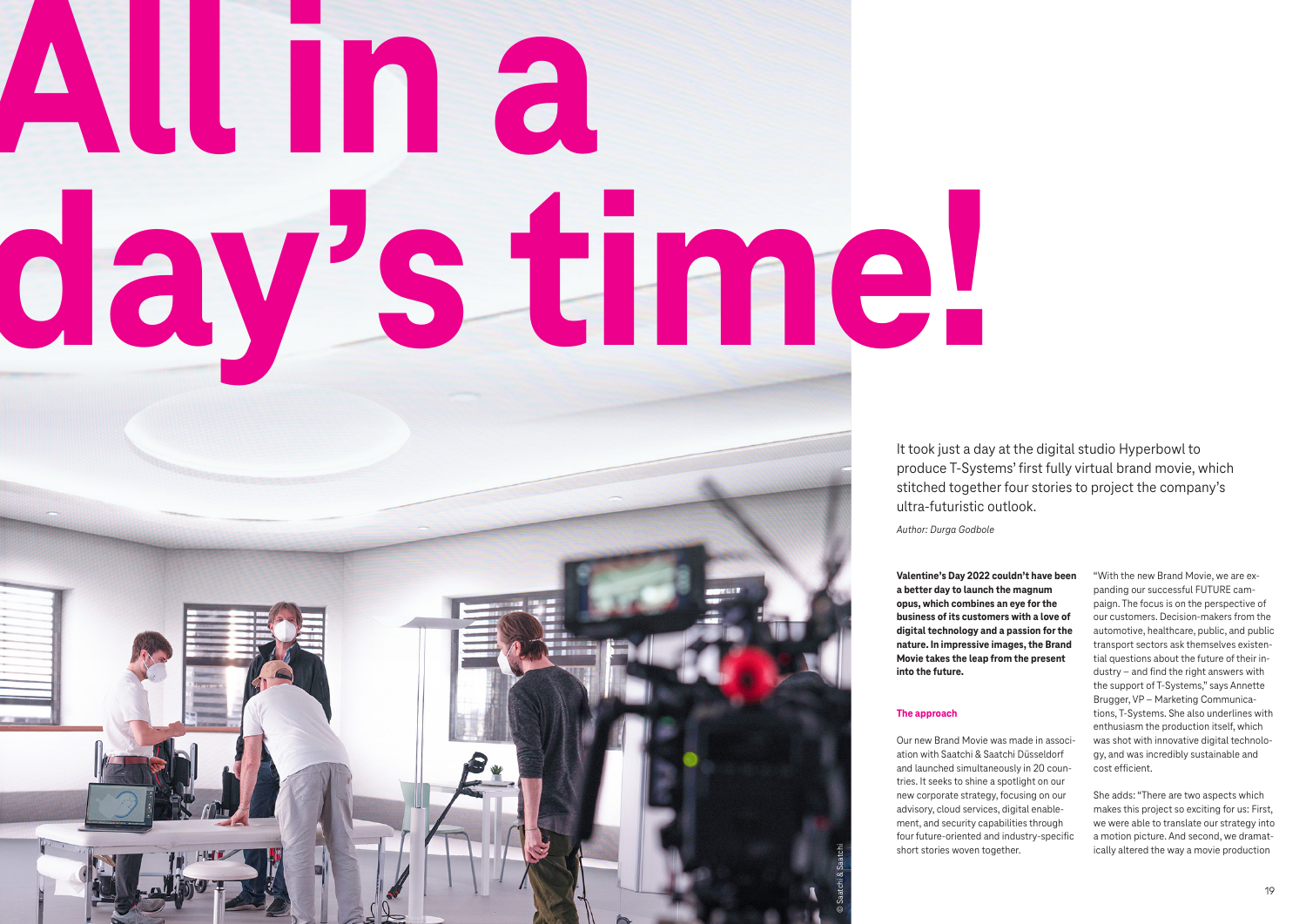# All in a day's time!

It took just a day at the digital studio Hyperbowl to produce T-Systems' first fully virtual brand movie, which stitched together four stories to project the company's ultra-futuristic outlook.

*Author: Durga Godbole*

**Valentine's Day 2022 couldn't have been a better day to launch the magnum opus, which combines an eye for the business of its customers with a love of digital technology and a passion for the nature. In impressive images, the Brand Movie takes the leap from the present into the future.**

## The approach

Our new Brand Movie was made in association with Saatchi & Saatchi Düsseldorf and launched simultaneously in 20 countries. It seeks to shine a spotlight on our new corporate strategy, focusing on our advisory, cloud services, digital enablement, and security capabilities through four future-oriented and industry-specific short stories woven together.

"With the new Brand Movie, we are expanding our successful FUTURE campaign. The focus is on the perspective of our customers. Decision-makers from the automotive, healthcare, public, and public transport sectors ask themselves existential questions about the future of their industry – and find the right answers with the support of T-Systems," says Annette Brugger, VP – Marketing Communications, T-Systems. She also underlines with enthusiasm the production itself, which was shot with innovative digital technology, and was incredibly sustainable and cost efficient.

She adds: "There are two aspects which makes this project so exciting for us: First, we were able to translate our strategy into a motion picture. And second, we dramatically altered the way a movie production

© Saatchi & Saatchi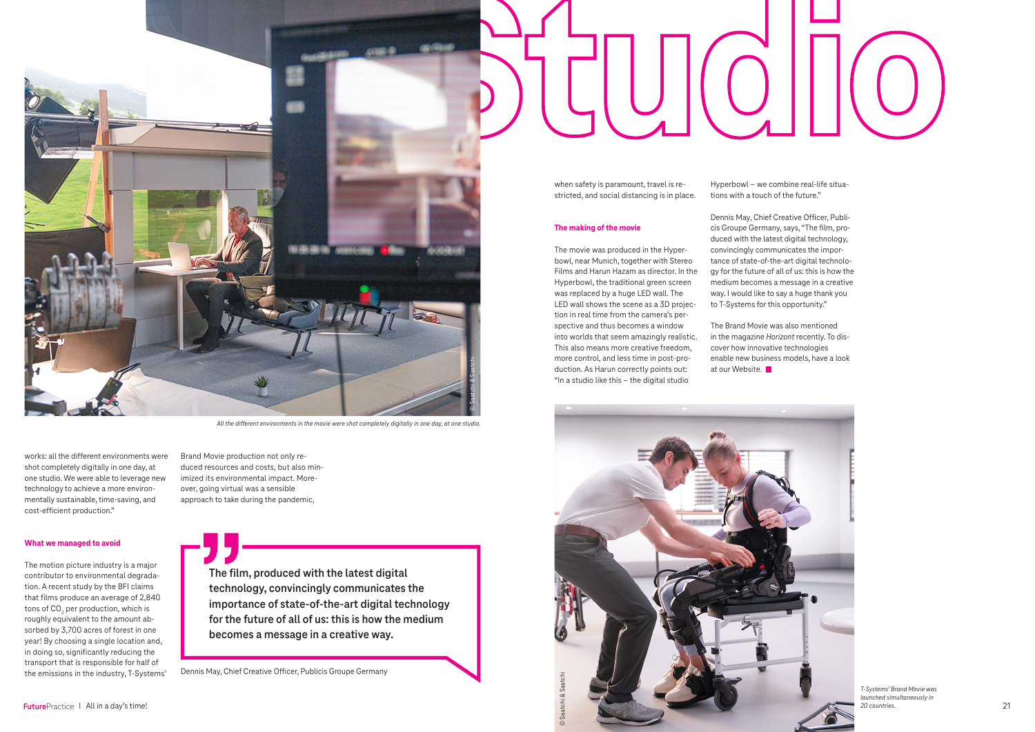# Studio

All the different environments in the movie were shot completely digitally in one day, at one studio.

works: all the different environments were shot completely digitally in one day, at one studio. We were able to leverage new technology to achieve a more environmentally sustainable, time-saving, and cost-efficient production."

Brand Movie production not only reduced resources and costs, but also minimized its environmental impact. Moreover, going virtual was a sensible approach to take during the pandemic,

### What we managed to avoid

The motion picture industry is a major contributor to environmental degradation. A recent study by the BFI claims that films produce an average of 2,840 tons of $CO_2$ per production, which is roughly equivalent to the amount absorbed by 3,700 acres of forest in one year! By choosing a single location and, in doing so, significantly reducing the transport that is responsible for half of the emissions in the industry, T-Systems'

> The film, produced with the latest digital technology, convincingly communicates the importance of state-of-the-art digital technology for the future of all of us: this is how the medium becomes a message in a creative way.
>
> Dennis May, Chief Creative Officer, Publicis Groupe Germany

when safety is paramount, travel is restricted, and social distancing is in place.

### The making of the movie

The movie was produced in the Hyperbowl, near Munich, together with Stereo Films and Harun Hazam as director. In the Hyperbowl, the traditional green screen was replaced by a huge LED wall. The LED wall shows the scene as a 3D projection in real time from the camera's perspective and thus becomes a window into worlds that seem amazingly realistic. This also means more creative freedom, more control, and less time in post-production. As Harun correctly points out: "In a studio like this – the digital studio Hyperbowl – we combine real-life situations with a touch of the future."

Dennis May, Chief Creative Officer, Publicis Groupe Germany, says, "The film, produced with the latest digital technology, convincingly communicates the importance of state-of-the-art digital technology for the future of all of us: this is how the medium becomes a message in a creative way. I would like to say a huge thank you to T-Systems for this opportunity."

The Brand Movie was also mentioned in the magazine *Horizont* recently. To discover how innovative technologies enable new business models, have a look at our Website. ■

*T-Systems' Brand Movie was launched simultaneously in 20 countries.*